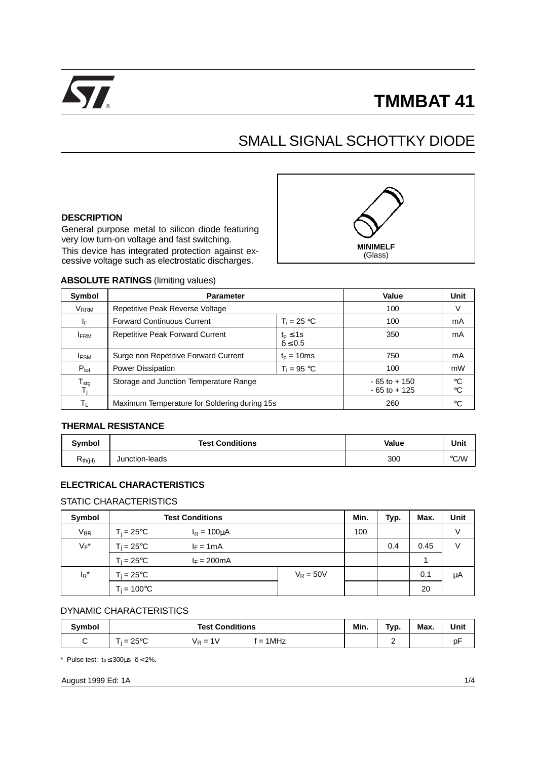# TMMBAT 41

## SMALL SIGNAL SCHOTTKY DIODE

### DESCRIPTION

General purpose metal to silicon diode featuring very low turn-on voltage and fast switching.

This device has integrated protection against excessive voltage such as electrostatic discharges.

**MINIMELF**
(Glass)

### ABSOLUTE RATINGS (limiting values)

| Symbol | Parameter | | Value | Unit |
|---|---|---|---|---|
| $V_{RRM}$ | Repetitive Peak Reverse Voltage | | 100 | V |
| $I_F$ | Forward Continuous Current | $T_i = 25$ °C | 100 | mA |
| $I_{FRM}$ | Repetitive Peak Forward Current | $t_p \leq 1s$ $\delta \leq 0.5$ | 350 | mA |
| $I_{FSM}$ | Surge non Repetitive Forward Current | $t_p = 10ms$ | 750 | mA |
| $P_{tot}$ | Power Dissipation | $T_i = 95$ °C | 100 | mW |
| $T_{stg}$ $T_j$ | Storage and Junction Temperature Range | | - 65 to + 150 - 65 to + 125 | °C °C |
| $T_L$ | Maximum Temperature for Soldering during 15s | | 260 | °C |

### THERMAL RESISTANCE

| Symbol | Test Conditions | Value | Unit |
|---|---|---|---|
| $R_{th(j-l)}$ | Junction-leads | 300 | °C/W |

### ELECTRICAL CHARACTERISTICS

STATIC CHARACTERISTICS

| Symbol | Test Conditions | | | Min. | Typ. | Max. | Unit |
|---|---|---|---|---|---|---|---|
| $V_{BR}$ | $T_j = 25$°C | $I_R = 100\mu A$ | | 100 | | | V |
| $V_F$* | $T_j = 25$°C | $I_F = 1mA$ | | | 0.4 | 0.45 | V |
| | $T_j = 25$°C | $I_F = 200mA$ | | | | 1 | |
| $I_R$* | $T_j = 25$°C | | $V_R = 50V$ | | | 0.1 | µA |
| | $T_j = 100$°C | | | | | 20 | |

DYNAMIC CHARACTERISTICS

| Symbol | Test Conditions | | | Min. | Typ. | Max. | Unit |
|---|---|---|---|---|---|---|---|
| C | $T_j = 25$°C | $V_R = 1V$ | f = 1MHz | | 2 | | pF |

\* Pulse test: $t_p \leq 300\mu s$ $\delta < 2\%$.

August 1999 Ed: 1A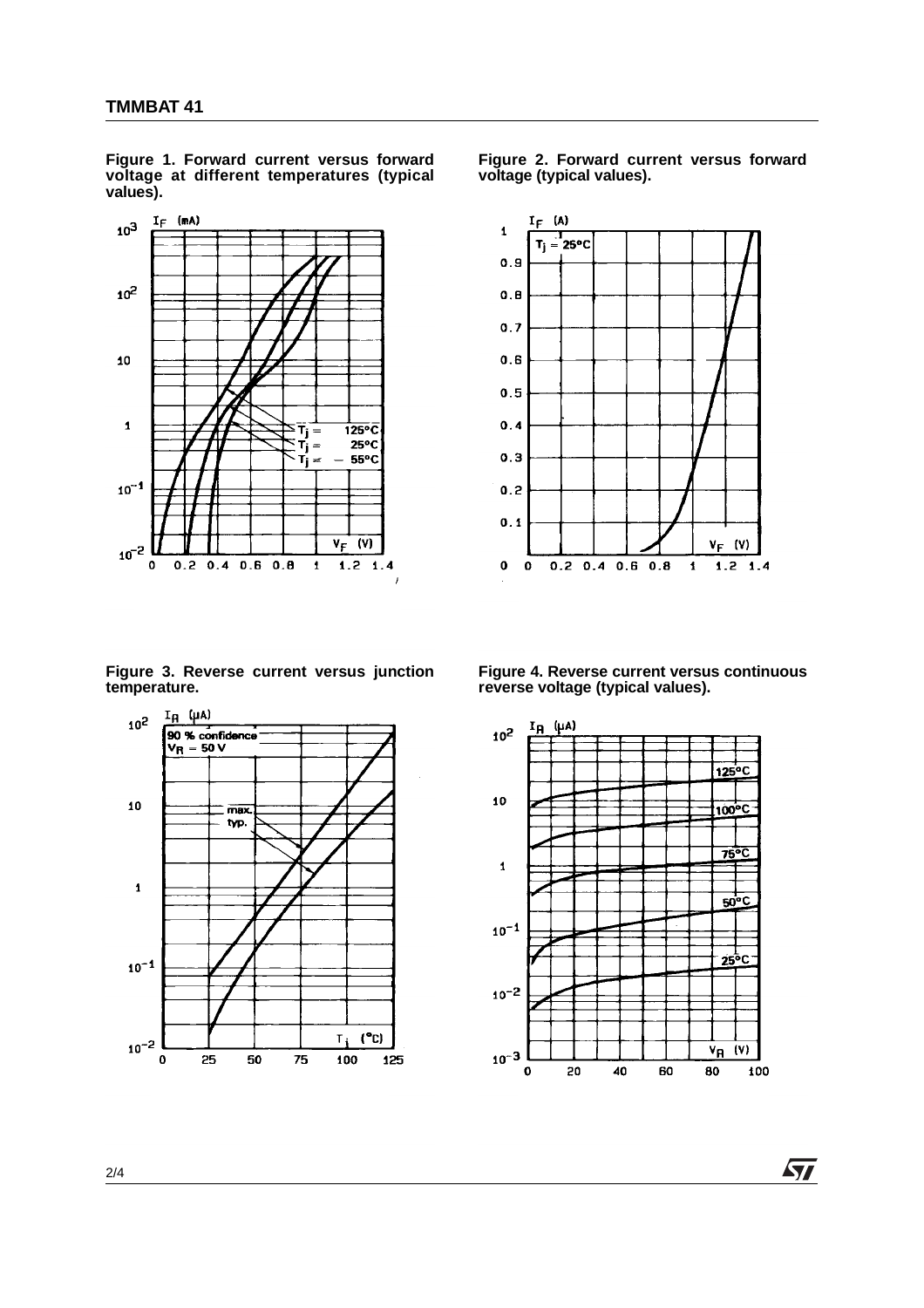**Figure 1. Forward current versus forward voltage at different temperatures (typical values).**

**Figure 2. Forward current versus forward voltage (typical values).**

**Figure 3. Reverse current versus junction temperature.**

**Figure 4. Reverse current versus continuous reverse voltage (typical values).**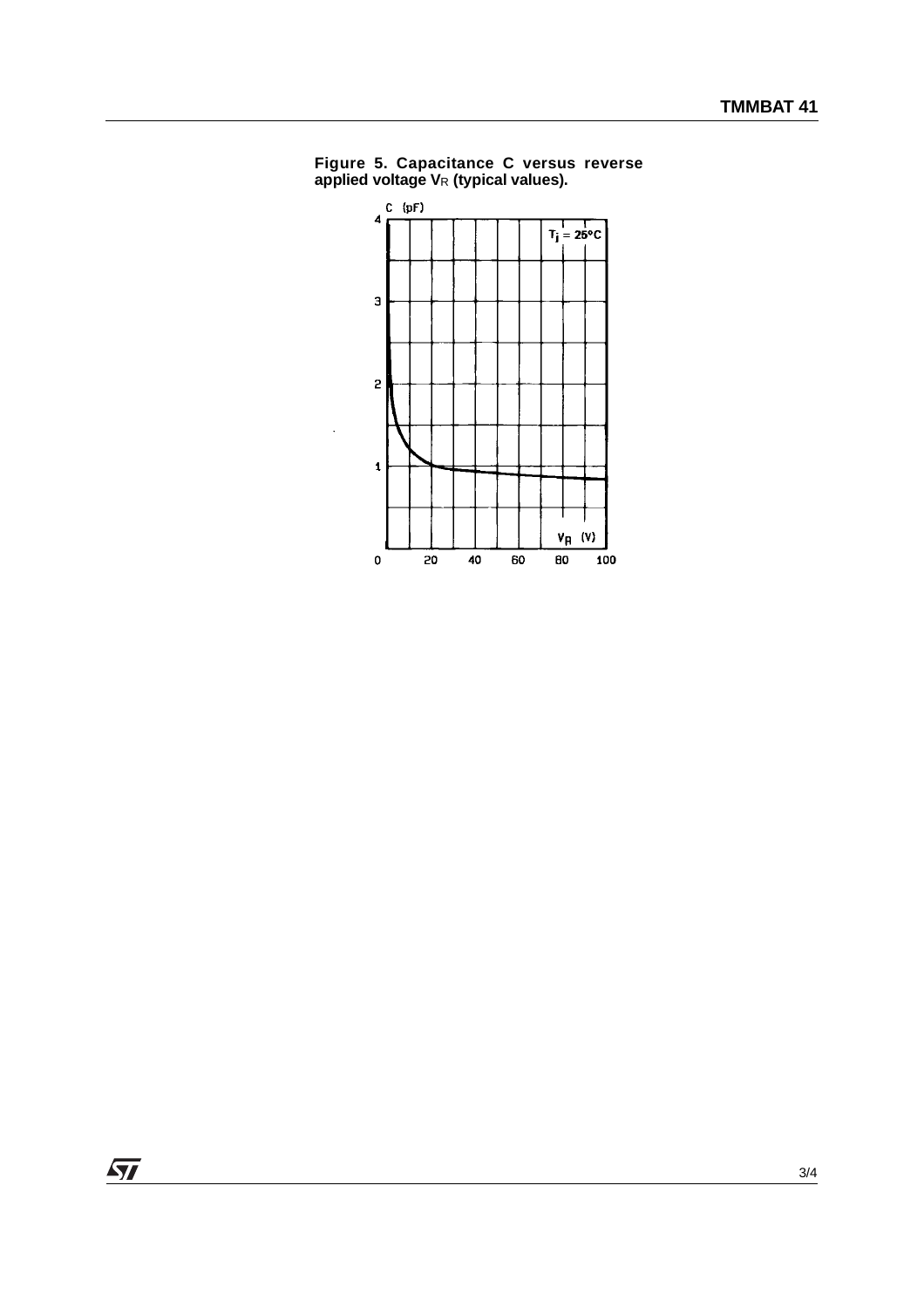**Figure 5. Capacitance C versus reverse applied voltage $V_R$ (typical values).**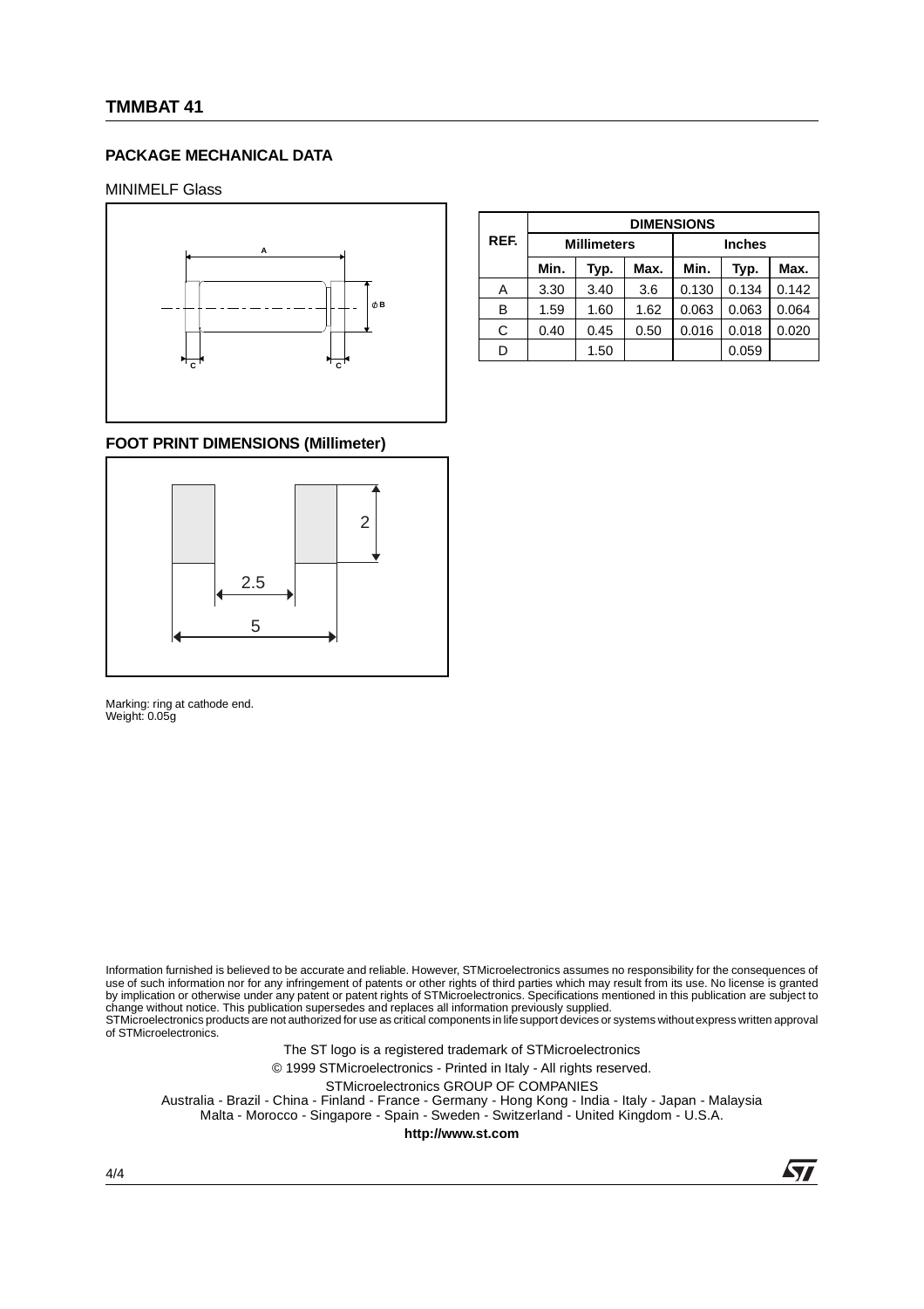## PACKAGE MECHANICAL DATA

MINIMELF Glass

A

ø B

C C

| REF. | DIMENSIONS | | | | | |
|---|---|---|---|---|---|---|
| | Millimeters | | | Inches | | |
| | Min. | Typ. | Max. | Min. | Typ. | Max. |
| A | 3.30 | 3.40 | 3.6 | 0.130 | 0.134 | 0.142 |
| B | 1.59 | 1.60 | 1.62 | 0.063 | 0.063 | 0.064 |
| C | 0.40 | 0.45 | 0.50 | 0.016 | 0.018 | 0.020 |
| D | | 1.50 | | | 0.059 | |

## FOOT PRINT DIMENSIONS (Millimeter)

2

2.5

5

Marking: ring at cathode end.
Weight: 0.05g

Information furnished is believed to be accurate and reliable. However, STMicroelectronics assumes no responsibility for the consequences of use of such information nor for any infringement of patents or other rights of third parties which may result from its use. No license is granted by implication or otherwise under any patent or patent rights of STMicroelectronics. Specifications mentioned in this publication are subject to change without notice. This publication supersedes and replaces all information previously supplied.
STMicroelectronics products are not authorized for use as critical components in life support devices or systems without express written approval of STMicroelectronics.

The ST logo is a registered trademark of STMicroelectronics

© 1999 STMicroelectronics - Printed in Italy - All rights reserved.

STMicroelectronics GROUP OF COMPANIES
Australia - Brazil - China - Finland - France - Germany - Hong Kong - India - Italy - Japan - Malaysia
Malta - Morocco - Singapore - Spain - Sweden - Switzerland - United Kingdom - U.S.A.

**http://www.st.com**